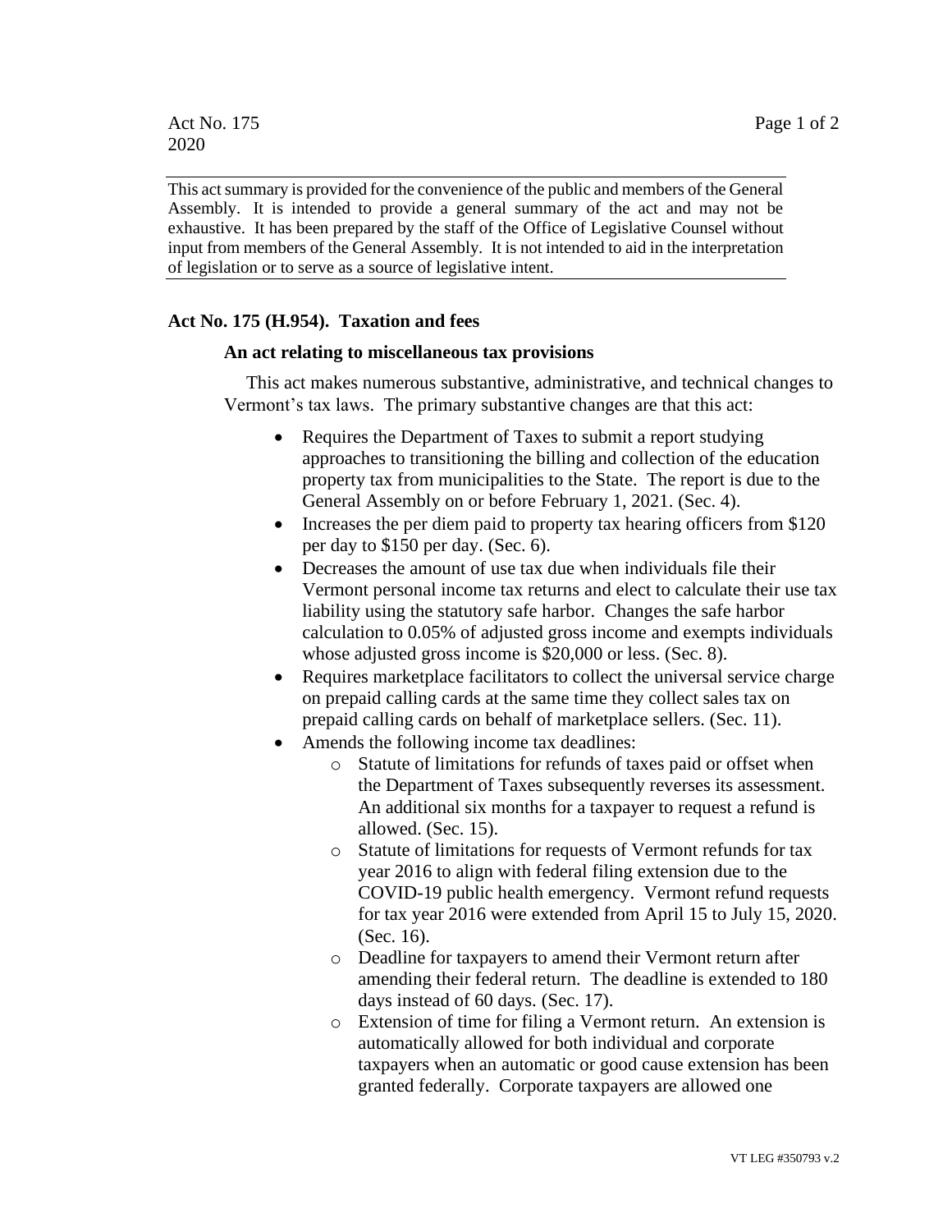Act No. 175
2020

This act summary is provided for the convenience of the public and members of the General Assembly. It is intended to provide a general summary of the act and may not be exhaustive. It has been prepared by the staff of the Office of Legislative Counsel without input from members of the General Assembly. It is not intended to aid in the interpretation of legislation or to serve as a source of legislative intent.

**Act No. 175 (H.954). Taxation and fees**

**An act relating to miscellaneous tax provisions**

This act makes numerous substantive, administrative, and technical changes to Vermont's tax laws. The primary substantive changes are that this act:

- Requires the Department of Taxes to submit a report studying approaches to transitioning the billing and collection of the education property tax from municipalities to the State. The report is due to the General Assembly on or before February 1, 2021. (Sec. 4).
- Increases the per diem paid to property tax hearing officers from $120 per day to $150 per day. (Sec. 6).
- Decreases the amount of use tax due when individuals file their Vermont personal income tax returns and elect to calculate their use tax liability using the statutory safe harbor. Changes the safe harbor calculation to 0.05% of adjusted gross income and exempts individuals whose adjusted gross income is $20,000 or less. (Sec. 8).
- Requires marketplace facilitators to collect the universal service charge on prepaid calling cards at the same time they collect sales tax on prepaid calling cards on behalf of marketplace sellers. (Sec. 11).
- Amends the following income tax deadlines:
    - Statute of limitations for refunds of taxes paid or offset when the Department of Taxes subsequently reverses its assessment. An additional six months for a taxpayer to request a refund is allowed. (Sec. 15).
    - Statute of limitations for requests of Vermont refunds for tax year 2016 to align with federal filing extension due to the COVID-19 public health emergency. Vermont refund requests for tax year 2016 were extended from April 15 to July 15, 2020. (Sec. 16).
    - Deadline for taxpayers to amend their Vermont return after amending their federal return. The deadline is extended to 180 days instead of 60 days. (Sec. 17).
    - Extension of time for filing a Vermont return. An extension is automatically allowed for both individual and corporate taxpayers when an automatic or good cause extension has been granted federally. Corporate taxpayers are allowed one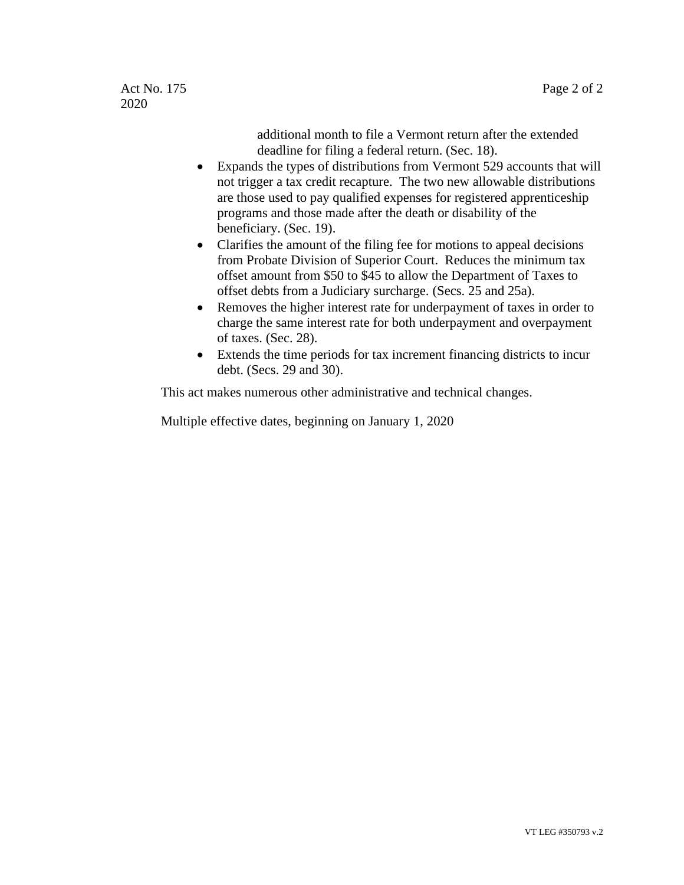additional month to file a Vermont return after the extended deadline for filing a federal return. (Sec. 18).

- Expands the types of distributions from Vermont 529 accounts that will not trigger a tax credit recapture. The two new allowable distributions are those used to pay qualified expenses for registered apprenticeship programs and those made after the death or disability of the beneficiary. (Sec. 19).
- Clarifies the amount of the filing fee for motions to appeal decisions from Probate Division of Superior Court. Reduces the minimum tax offset amount from $50 to $45 to allow the Department of Taxes to offset debts from a Judiciary surcharge. (Secs. 25 and 25a).
- Removes the higher interest rate for underpayment of taxes in order to charge the same interest rate for both underpayment and overpayment of taxes. (Sec. 28).
- Extends the time periods for tax increment financing districts to incur debt. (Secs. 29 and 30).

This act makes numerous other administrative and technical changes.

Multiple effective dates, beginning on January 1, 2020